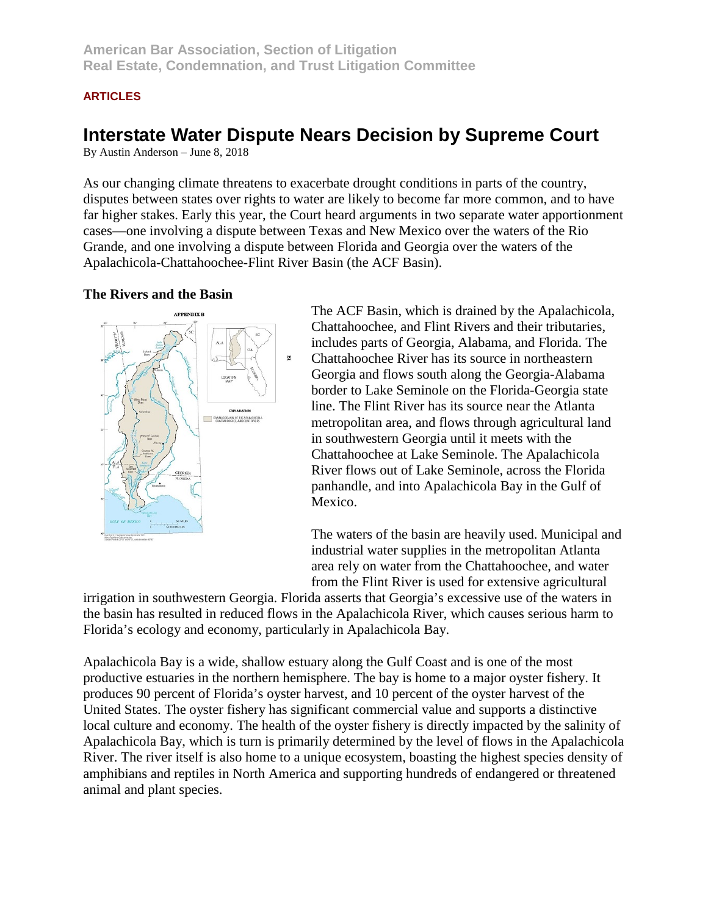American Bar Association, Section of Litigation
Real Estate, Condemnation, and Trust Litigation Committee

**ARTICLES**

# Interstate Water Dispute Nears Decision by Supreme Court

By Austin Anderson – June 8, 2018

As our changing climate threatens to exacerbate drought conditions in parts of the country, disputes between states over rights to water are likely to become far more common, and to have far higher stakes. Early this year, the Court heard arguments in two separate water apportionment cases—one involving a dispute between Texas and New Mexico over the waters of the Rio Grande, and one involving a dispute between Florida and Georgia over the waters of the Apalachicola-Chattahoochee-Flint River Basin (the ACF Basin).

### The Rivers and the Basin

The ACF Basin, which is drained by the Apalachicola, Chattahoochee, and Flint Rivers and their tributaries, includes parts of Georgia, Alabama, and Florida. The Chattahoochee River has its source in northeastern Georgia and flows south along the Georgia-Alabama border to Lake Seminole on the Florida-Georgia state line. The Flint River has its source near the Atlanta metropolitan area, and flows through agricultural land in southwestern Georgia until it meets with the Chattahoochee at Lake Seminole. The Apalachicola River flows out of Lake Seminole, across the Florida panhandle, and into Apalachicola Bay in the Gulf of Mexico.

The waters of the basin are heavily used. Municipal and industrial water supplies in the metropolitan Atlanta area rely on water from the Chattahoochee, and water from the Flint River is used for extensive agricultural irrigation in southwestern Georgia. Florida asserts that Georgia's excessive use of the waters in the basin has resulted in reduced flows in the Apalachicola River, which causes serious harm to Florida's ecology and economy, particularly in Apalachicola Bay.

Apalachicola Bay is a wide, shallow estuary along the Gulf Coast and is one of the most productive estuaries in the northern hemisphere. The bay is home to a major oyster fishery. It produces 90 percent of Florida's oyster harvest, and 10 percent of the oyster harvest of the United States. The oyster fishery has significant commercial value and supports a distinctive local culture and economy. The health of the oyster fishery is directly impacted by the salinity of Apalachicola Bay, which is turn is primarily determined by the level of flows in the Apalachicola River. The river itself is also home to a unique ecosystem, boasting the highest species density of amphibians and reptiles in North America and supporting hundreds of endangered or threatened animal and plant species.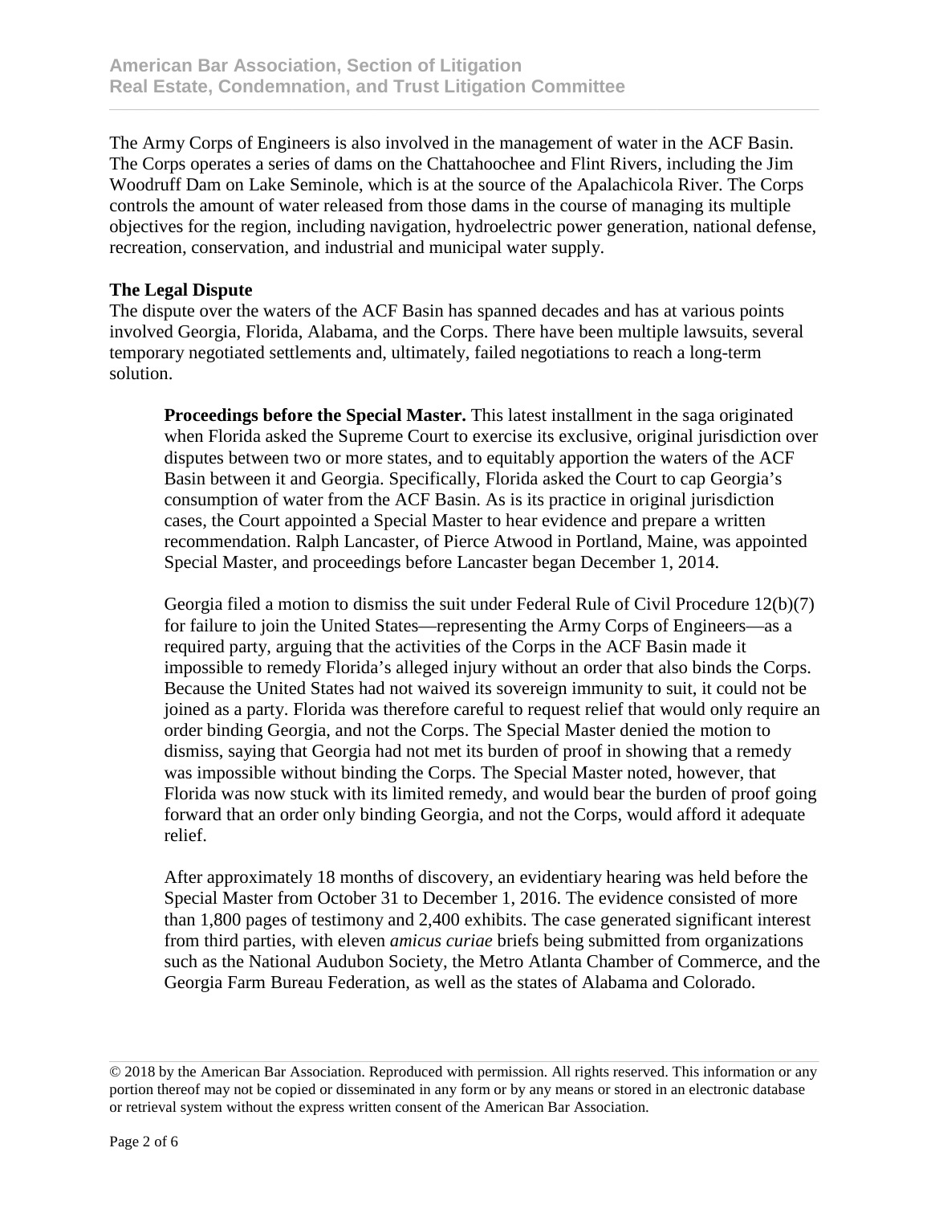The Army Corps of Engineers is also involved in the management of water in the ACF Basin. The Corps operates a series of dams on the Chattahoochee and Flint Rivers, including the Jim Woodruff Dam on Lake Seminole, which is at the source of the Apalachicola River. The Corps controls the amount of water released from those dams in the course of managing its multiple objectives for the region, including navigation, hydroelectric power generation, national defense, recreation, conservation, and industrial and municipal water supply.

**The Legal Dispute**

The dispute over the waters of the ACF Basin has spanned decades and has at various points involved Georgia, Florida, Alabama, and the Corps. There have been multiple lawsuits, several temporary negotiated settlements and, ultimately, failed negotiations to reach a long-term solution.

**Proceedings before the Special Master.** This latest installment in the saga originated when Florida asked the Supreme Court to exercise its exclusive, original jurisdiction over disputes between two or more states, and to equitably apportion the waters of the ACF Basin between it and Georgia. Specifically, Florida asked the Court to cap Georgia's consumption of water from the ACF Basin. As is its practice in original jurisdiction cases, the Court appointed a Special Master to hear evidence and prepare a written recommendation. Ralph Lancaster, of Pierce Atwood in Portland, Maine, was appointed Special Master, and proceedings before Lancaster began December 1, 2014.

Georgia filed a motion to dismiss the suit under Federal Rule of Civil Procedure 12(b)(7) for failure to join the United States—representing the Army Corps of Engineers—as a required party, arguing that the activities of the Corps in the ACF Basin made it impossible to remedy Florida's alleged injury without an order that also binds the Corps. Because the United States had not waived its sovereign immunity to suit, it could not be joined as a party. Florida was therefore careful to request relief that would only require an order binding Georgia, and not the Corps. The Special Master denied the motion to dismiss, saying that Georgia had not met its burden of proof in showing that a remedy was impossible without binding the Corps. The Special Master noted, however, that Florida was now stuck with its limited remedy, and would bear the burden of proof going forward that an order only binding Georgia, and not the Corps, would afford it adequate relief.

After approximately 18 months of discovery, an evidentiary hearing was held before the Special Master from October 31 to December 1, 2016. The evidence consisted of more than 1,800 pages of testimony and 2,400 exhibits. The case generated significant interest from third parties, with eleven *amicus curiae* briefs being submitted from organizations such as the National Audubon Society, the Metro Atlanta Chamber of Commerce, and the Georgia Farm Bureau Federation, as well as the states of Alabama and Colorado.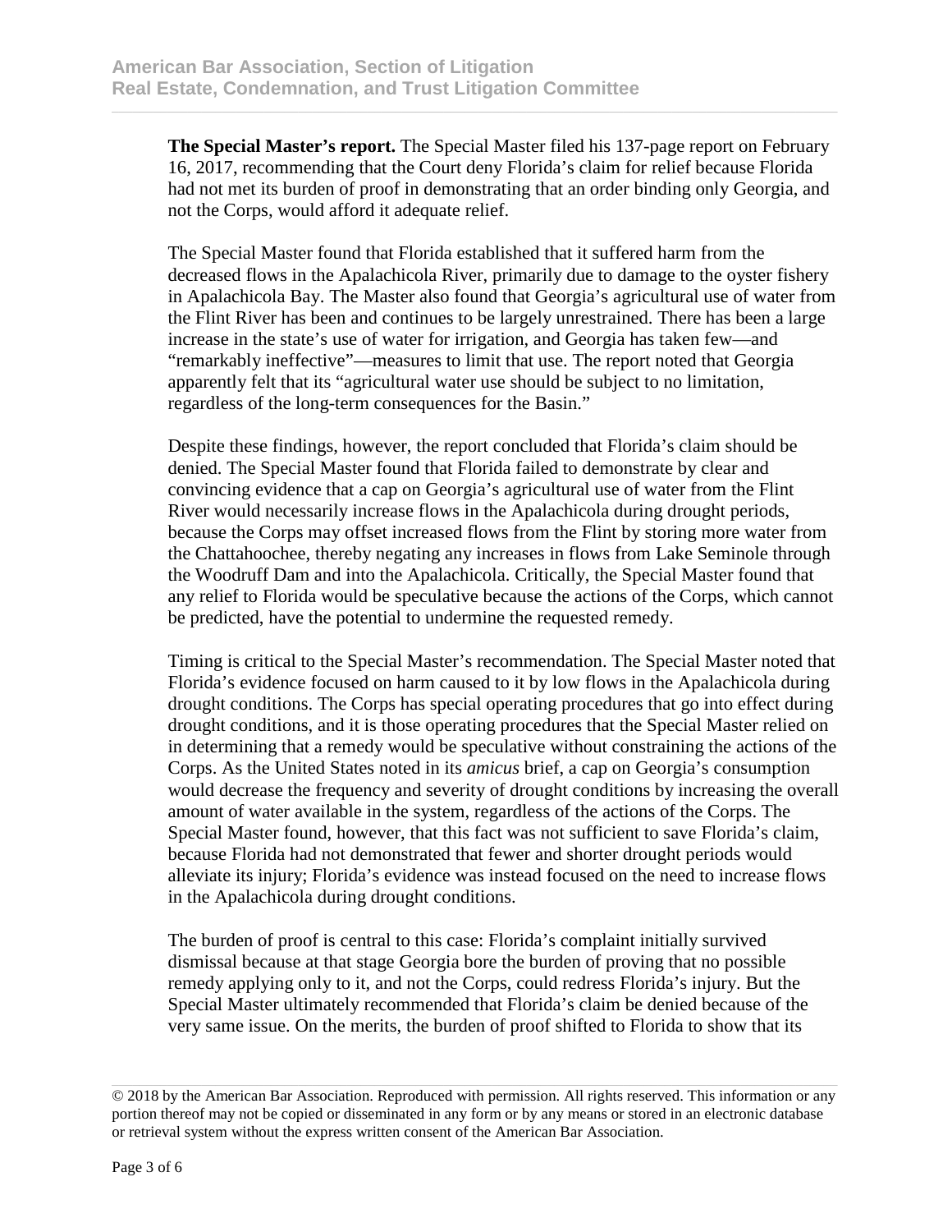**The Special Master's report.** The Special Master filed his 137-page report on February 16, 2017, recommending that the Court deny Florida's claim for relief because Florida had not met its burden of proof in demonstrating that an order binding only Georgia, and not the Corps, would afford it adequate relief.

The Special Master found that Florida established that it suffered harm from the decreased flows in the Apalachicola River, primarily due to damage to the oyster fishery in Apalachicola Bay. The Master also found that Georgia's agricultural use of water from the Flint River has been and continues to be largely unrestrained. There has been a large increase in the state's use of water for irrigation, and Georgia has taken few—and "remarkably ineffective"—measures to limit that use. The report noted that Georgia apparently felt that its "agricultural water use should be subject to no limitation, regardless of the long-term consequences for the Basin."

Despite these findings, however, the report concluded that Florida's claim should be denied. The Special Master found that Florida failed to demonstrate by clear and convincing evidence that a cap on Georgia's agricultural use of water from the Flint River would necessarily increase flows in the Apalachicola during drought periods, because the Corps may offset increased flows from the Flint by storing more water from the Chattahoochee, thereby negating any increases in flows from Lake Seminole through the Woodruff Dam and into the Apalachicola. Critically, the Special Master found that any relief to Florida would be speculative because the actions of the Corps, which cannot be predicted, have the potential to undermine the requested remedy.

Timing is critical to the Special Master's recommendation. The Special Master noted that Florida's evidence focused on harm caused to it by low flows in the Apalachicola during drought conditions. The Corps has special operating procedures that go into effect during drought conditions, and it is those operating procedures that the Special Master relied on in determining that a remedy would be speculative without constraining the actions of the Corps. As the United States noted in its *amicus* brief, a cap on Georgia's consumption would decrease the frequency and severity of drought conditions by increasing the overall amount of water available in the system, regardless of the actions of the Corps. The Special Master found, however, that this fact was not sufficient to save Florida's claim, because Florida had not demonstrated that fewer and shorter drought periods would alleviate its injury; Florida's evidence was instead focused on the need to increase flows in the Apalachicola during drought conditions.

The burden of proof is central to this case: Florida's complaint initially survived dismissal because at that stage Georgia bore the burden of proving that no possible remedy applying only to it, and not the Corps, could redress Florida's injury. But the Special Master ultimately recommended that Florida's claim be denied because of the very same issue. On the merits, the burden of proof shifted to Florida to show that its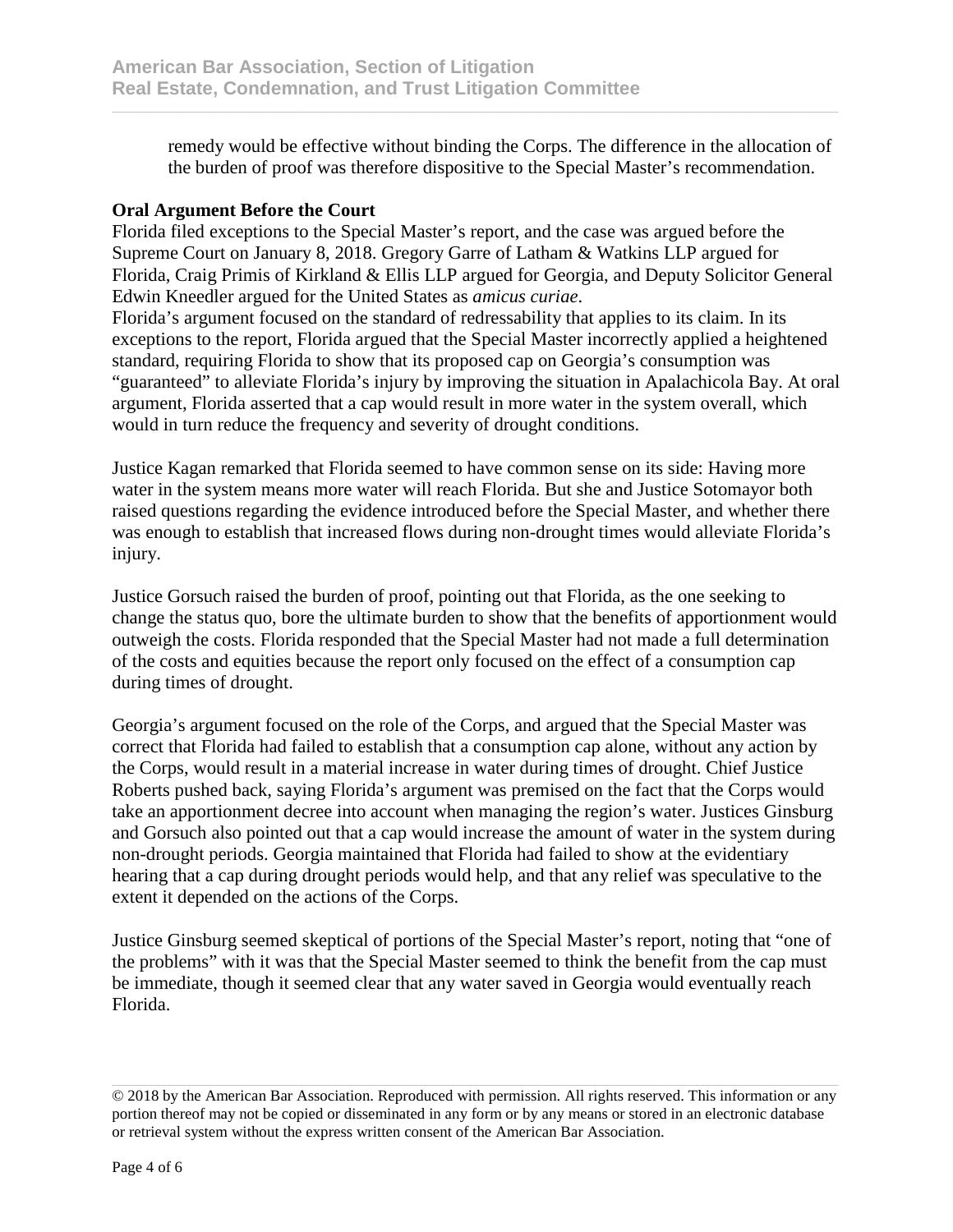remedy would be effective without binding the Corps. The difference in the allocation of the burden of proof was therefore dispositive to the Special Master's recommendation.

**Oral Argument Before the Court**

Florida filed exceptions to the Special Master's report, and the case was argued before the Supreme Court on January 8, 2018. Gregory Garre of Latham & Watkins LLP argued for Florida, Craig Primis of Kirkland & Ellis LLP argued for Georgia, and Deputy Solicitor General Edwin Kneedler argued for the United States as *amicus curiae*.

Florida's argument focused on the standard of redressability that applies to its claim. In its exceptions to the report, Florida argued that the Special Master incorrectly applied a heightened standard, requiring Florida to show that its proposed cap on Georgia's consumption was "guaranteed" to alleviate Florida's injury by improving the situation in Apalachicola Bay. At oral argument, Florida asserted that a cap would result in more water in the system overall, which would in turn reduce the frequency and severity of drought conditions.

Justice Kagan remarked that Florida seemed to have common sense on its side: Having more water in the system means more water will reach Florida. But she and Justice Sotomayor both raised questions regarding the evidence introduced before the Special Master, and whether there was enough to establish that increased flows during non-drought times would alleviate Florida's injury.

Justice Gorsuch raised the burden of proof, pointing out that Florida, as the one seeking to change the status quo, bore the ultimate burden to show that the benefits of apportionment would outweigh the costs. Florida responded that the Special Master had not made a full determination of the costs and equities because the report only focused on the effect of a consumption cap during times of drought.

Georgia's argument focused on the role of the Corps, and argued that the Special Master was correct that Florida had failed to establish that a consumption cap alone, without any action by the Corps, would result in a material increase in water during times of drought. Chief Justice Roberts pushed back, saying Florida's argument was premised on the fact that the Corps would take an apportionment decree into account when managing the region's water. Justices Ginsburg and Gorsuch also pointed out that a cap would increase the amount of water in the system during non-drought periods. Georgia maintained that Florida had failed to show at the evidentiary hearing that a cap during drought periods would help, and that any relief was speculative to the extent it depended on the actions of the Corps.

Justice Ginsburg seemed skeptical of portions of the Special Master's report, noting that "one of the problems" with it was that the Special Master seemed to think the benefit from the cap must be immediate, though it seemed clear that any water saved in Georgia would eventually reach Florida.

© 2018 by the American Bar Association. Reproduced with permission. All rights reserved. This information or any portion thereof may not be copied or disseminated in any form or by any means or stored in an electronic database or retrieval system without the express written consent of the American Bar Association.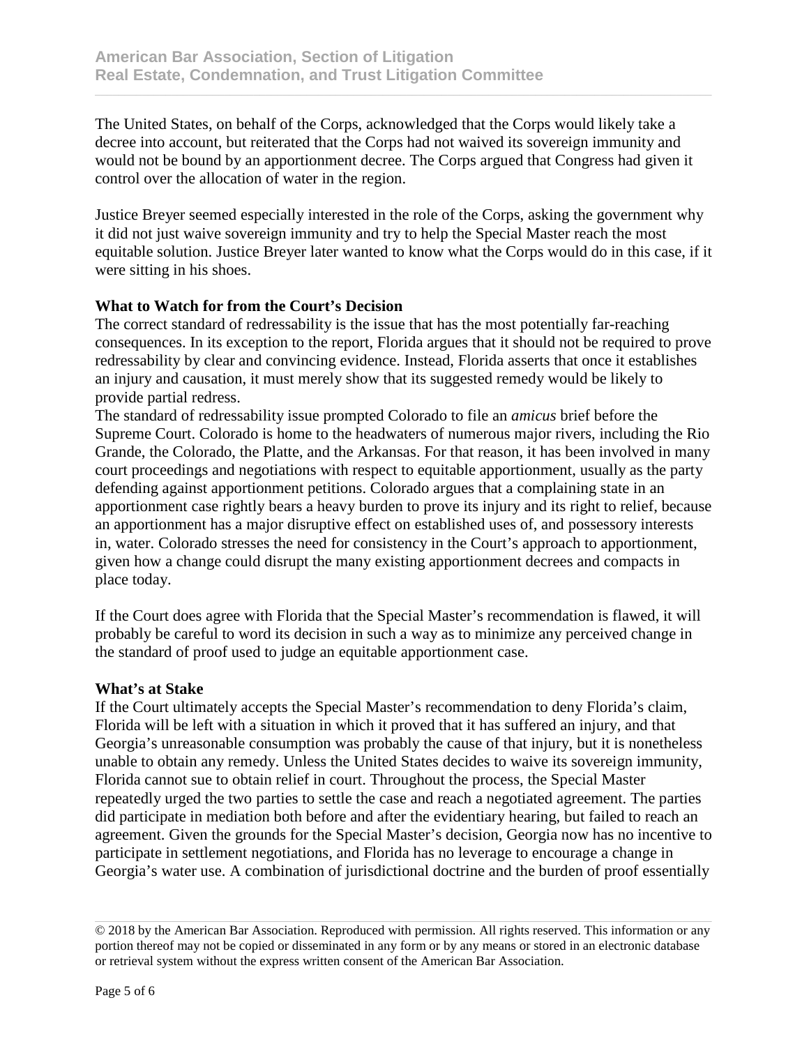The United States, on behalf of the Corps, acknowledged that the Corps would likely take a decree into account, but reiterated that the Corps had not waived its sovereign immunity and would not be bound by an apportionment decree. The Corps argued that Congress had given it control over the allocation of water in the region.

Justice Breyer seemed especially interested in the role of the Corps, asking the government why it did not just waive sovereign immunity and try to help the Special Master reach the most equitable solution. Justice Breyer later wanted to know what the Corps would do in this case, if it were sitting in his shoes.

**What to Watch for from the Court's Decision**

The correct standard of redressability is the issue that has the most potentially far-reaching consequences. In its exception to the report, Florida argues that it should not be required to prove redressability by clear and convincing evidence. Instead, Florida asserts that once it establishes an injury and causation, it must merely show that its suggested remedy would be likely to provide partial redress.

The standard of redressability issue prompted Colorado to file an *amicus* brief before the Supreme Court. Colorado is home to the headwaters of numerous major rivers, including the Rio Grande, the Colorado, the Platte, and the Arkansas. For that reason, it has been involved in many court proceedings and negotiations with respect to equitable apportionment, usually as the party defending against apportionment petitions. Colorado argues that a complaining state in an apportionment case rightly bears a heavy burden to prove its injury and its right to relief, because an apportionment has a major disruptive effect on established uses of, and possessory interests in, water. Colorado stresses the need for consistency in the Court's approach to apportionment, given how a change could disrupt the many existing apportionment decrees and compacts in place today.

If the Court does agree with Florida that the Special Master's recommendation is flawed, it will probably be careful to word its decision in such a way as to minimize any perceived change in the standard of proof used to judge an equitable apportionment case.

**What's at Stake**

If the Court ultimately accepts the Special Master's recommendation to deny Florida's claim, Florida will be left with a situation in which it proved that it has suffered an injury, and that Georgia's unreasonable consumption was probably the cause of that injury, but it is nonetheless unable to obtain any remedy. Unless the United States decides to waive its sovereign immunity, Florida cannot sue to obtain relief in court. Throughout the process, the Special Master repeatedly urged the two parties to settle the case and reach a negotiated agreement. The parties did participate in mediation both before and after the evidentiary hearing, but failed to reach an agreement. Given the grounds for the Special Master's decision, Georgia now has no incentive to participate in settlement negotiations, and Florida has no leverage to encourage a change in Georgia's water use. A combination of jurisdictional doctrine and the burden of proof essentially

© 2018 by the American Bar Association. Reproduced with permission. All rights reserved. This information or any portion thereof may not be copied or disseminated in any form or by any means or stored in an electronic database or retrieval system without the express written consent of the American Bar Association.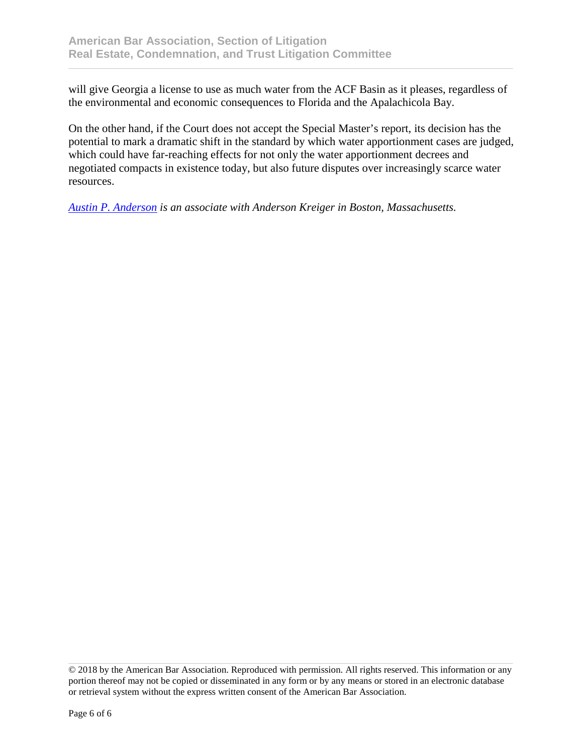will give Georgia a license to use as much water from the ACF Basin as it pleases, regardless of the environmental and economic consequences to Florida and the Apalachicola Bay.

On the other hand, if the Court does not accept the Special Master's report, its decision has the potential to mark a dramatic shift in the standard by which water apportionment cases are judged, which could have far-reaching effects for not only the water apportionment decrees and negotiated compacts in existence today, but also future disputes over increasingly scarce water resources.

*Austin P. Anderson is an associate with Anderson Kreiger in Boston, Massachusetts.*

© 2018 by the American Bar Association. Reproduced with permission. All rights reserved. This information or any portion thereof may not be copied or disseminated in any form or by any means or stored in an electronic database or retrieval system without the express written consent of the American Bar Association.